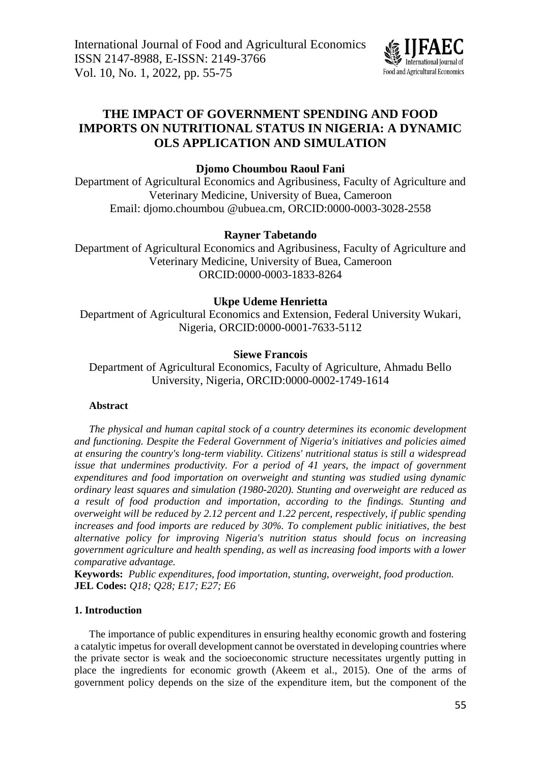# THE IMPACT OF GOVERNMENT SPENDING AND FOOD IMPORTS ON NUTRITIONAL STATUS IN NIGERIA: A DYNAMIC OLS APPLICATION AND SIMULATION

**Djomo Choumbou Raoul Fani**

Department of Agricultural Economics and Agribusiness, Faculty of Agriculture and Veterinary Medicine, University of Buea, Cameroon
Email: djomo.choumbou @ubuea.cm, ORCID:0000-0003-3028-2558

**Rayner Tabetando**

Department of Agricultural Economics and Agribusiness, Faculty of Agriculture and Veterinary Medicine, University of Buea, Cameroon
ORCID:0000-0003-1833-8264

**Ukpe Udeme Henrietta**

Department of Agricultural Economics and Extension, Federal University Wukari, Nigeria, ORCID:0000-0001-7633-5112

**Siewe Francois**

Department of Agricultural Economics, Faculty of Agriculture, Ahmadu Bello University, Nigeria, ORCID:0000-0002-1749-1614

### Abstract

*The physical and human capital stock of a country determines its economic development and functioning. Despite the Federal Government of Nigeria's initiatives and policies aimed at ensuring the country's long-term viability. Citizens' nutritional status is still a widespread issue that undermines productivity. For a period of 41 years, the impact of government expenditures and food importation on overweight and stunting was studied using dynamic ordinary least squares and simulation (1980-2020). Stunting and overweight are reduced as a result of food production and importation, according to the findings. Stunting and overweight will be reduced by 2.12 percent and 1.22 percent, respectively, if public spending increases and food imports are reduced by 30%. To complement public initiatives, the best alternative policy for improving Nigeria's nutrition status should focus on increasing government agriculture and health spending, as well as increasing food imports with a lower comparative advantage.*

**Keywords:** *Public expenditures, food importation, stunting, overweight, food production.*
**JEL Codes:** *Q18; Q28; E17; E27; E6*

### 1. Introduction

The importance of public expenditures in ensuring healthy economic growth and fostering a catalytic impetus for overall development cannot be overstated in developing countries where the private sector is weak and the socioeconomic structure necessitates urgently putting in place the ingredients for economic growth (Akeem et al., 2015). One of the arms of government policy depends on the size of the expenditure item, but the component of the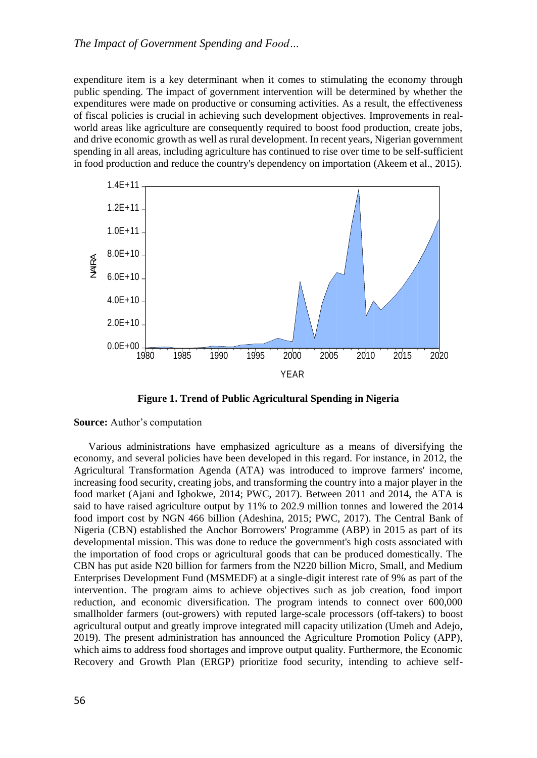expenditure item is a key determinant when it comes to stimulating the economy through public spending. The impact of government intervention will be determined by whether the expenditures were made on productive or consuming activities. As a result, the effectiveness of fiscal policies is crucial in achieving such development objectives. Improvements in real-world areas like agriculture are consequently required to boost food production, create jobs, and drive economic growth as well as rural development. In recent years, Nigerian government spending in all areas, including agriculture has continued to rise over time to be self-sufficient in food production and reduce the country's dependency on importation (Akeem et al., 2015).

NAIRA

1.4E+11
1.2E+11
1.0E+11
8.0E+10
6.0E+10
4.0E+10
2.0E+10
0.0E+00

1980 1985 1990 1995 2000 2005 2010 2015 2020

YEAR

**Figure 1. Trend of Public Agricultural Spending in Nigeria**

**Source:** Author's computation

Various administrations have emphasized agriculture as a means of diversifying the economy, and several policies have been developed in this regard. For instance, in 2012, the Agricultural Transformation Agenda (ATA) was introduced to improve farmers' income, increasing food security, creating jobs, and transforming the country into a major player in the food market (Ajani and Igbokwe, 2014; PWC, 2017). Between 2011 and 2014, the ATA is said to have raised agriculture output by 11% to 202.9 million tonnes and lowered the 2014 food import cost by NGN 466 billion (Adeshina, 2015; PWC, 2017). The Central Bank of Nigeria (CBN) established the Anchor Borrowers' Programme (ABP) in 2015 as part of its developmental mission. This was done to reduce the government's high costs associated with the importation of food crops or agricultural goods that can be produced domestically. The CBN has put aside N20 billion for farmers from the N220 billion Micro, Small, and Medium Enterprises Development Fund (MSMEDF) at a single-digit interest rate of 9% as part of the intervention. The program aims to achieve objectives such as job creation, food import reduction, and economic diversification. The program intends to connect over 600,000 smallholder farmers (out-growers) with reputed large-scale processors (off-takers) to boost agricultural output and greatly improve integrated mill capacity utilization (Umeh and Adejo, 2019). The present administration has announced the Agriculture Promotion Policy (APP), which aims to address food shortages and improve output quality. Furthermore, the Economic Recovery and Growth Plan (ERGP) prioritize food security, intending to achieve self-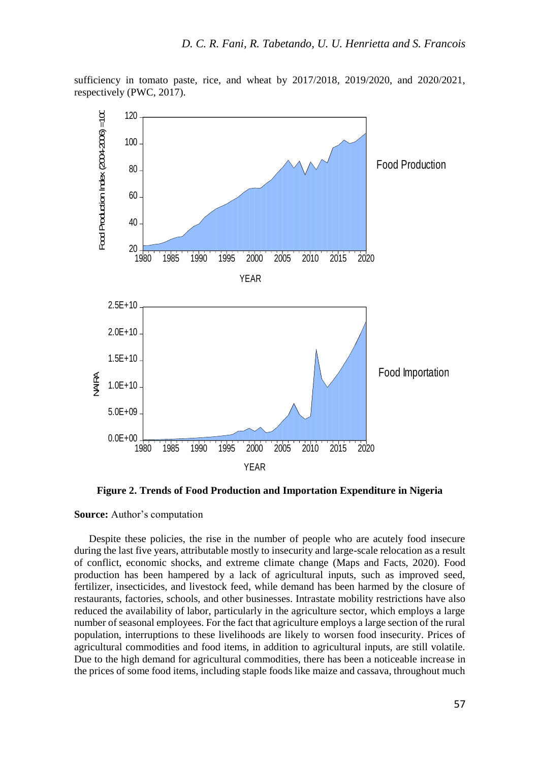sufficiency in tomato paste, rice, and wheat by 2017/2018, 2019/2020, and 2020/2021, respectively (PWC, 2017).

Food Production Index (2004-2006) =100

120
100
80
60
40
20

1980 1985 1990 1995 2000 2005 2010 2015 2020

YEAR

Food Production

NAIRA

2.5E+10
2.0E+10
1.5E+10
1.0E+10
5.0E+09
0.0E+00

1980 1985 1990 1995 2000 2005 2010 2015 2020

YEAR

Food Importation

**Figure 2. Trends of Food Production and Importation Expenditure in Nigeria**

**Source:** Author's computation

Despite these policies, the rise in the number of people who are acutely food insecure during the last five years, attributable mostly to insecurity and large-scale relocation as a result of conflict, economic shocks, and extreme climate change (Maps and Facts, 2020). Food production has been hampered by a lack of agricultural inputs, such as improved seed, fertilizer, insecticides, and livestock feed, while demand has been harmed by the closure of restaurants, factories, schools, and other businesses. Intrastate mobility restrictions have also reduced the availability of labor, particularly in the agriculture sector, which employs a large number of seasonal employees. For the fact that agriculture employs a large section of the rural population, interruptions to these livelihoods are likely to worsen food insecurity. Prices of agricultural commodities and food items, in addition to agricultural inputs, are still volatile. Due to the high demand for agricultural commodities, there has been a noticeable increase in the prices of some food items, including staple foods like maize and cassava, throughout much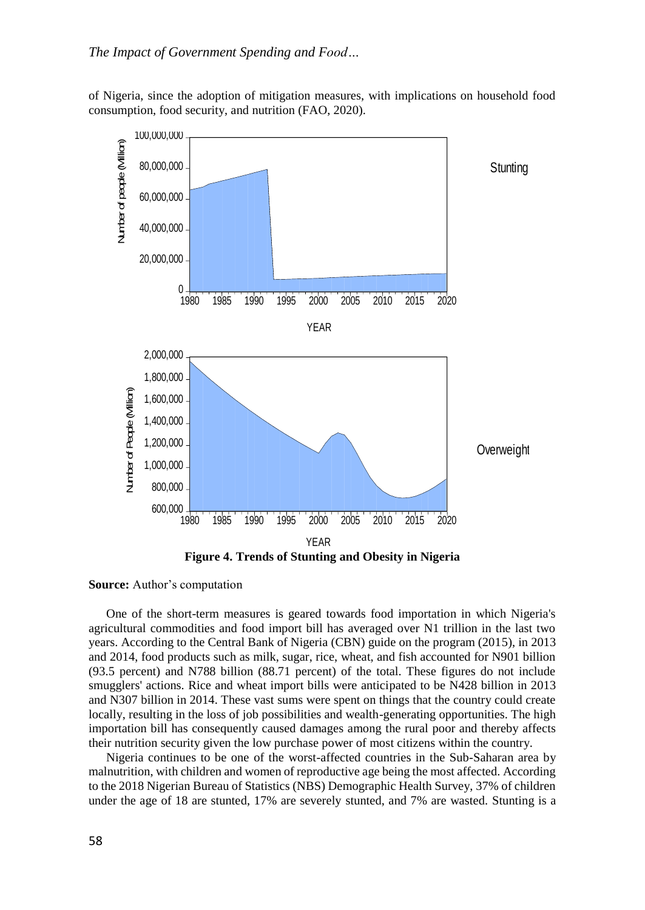of Nigeria, since the adoption of mitigation measures, with implications on household food consumption, food security, and nutrition (FAO, 2020).

Number of people (Million)

100,000,000
80,000,000
60,000,000
40,000,000
20,000,000
0

1980 1985 1990 1995 2000 2005 2010 2015 2020

YEAR

Stunting

Number of People (Million)

2,000,000
1,800,000
1,600,000
1,400,000
1,200,000
1,000,000
800,000
600,000

1980 1985 1990 1995 2000 2005 2010 2015 2020

YEAR

Overweight

**Figure 4. Trends of Stunting and Obesity in Nigeria**

**Source:** Author's computation

One of the short-term measures is geared towards food importation in which Nigeria's agricultural commodities and food import bill has averaged over N1 trillion in the last two years. According to the Central Bank of Nigeria (CBN) guide on the program (2015), in 2013 and 2014, food products such as milk, sugar, rice, wheat, and fish accounted for N901 billion (93.5 percent) and N788 billion (88.71 percent) of the total. These figures do not include smugglers' actions. Rice and wheat import bills were anticipated to be N428 billion in 2013 and N307 billion in 2014. These vast sums were spent on things that the country could create locally, resulting in the loss of job possibilities and wealth-generating opportunities. The high importation bill has consequently caused damages among the rural poor and thereby affects their nutrition security given the low purchase power of most citizens within the country.

Nigeria continues to be one of the worst-affected countries in the Sub-Saharan area by malnutrition, with children and women of reproductive age being the most affected. According to the 2018 Nigerian Bureau of Statistics (NBS) Demographic Health Survey, 37% of children under the age of 18 are stunted, 17% are severely stunted, and 7% are wasted. Stunting is a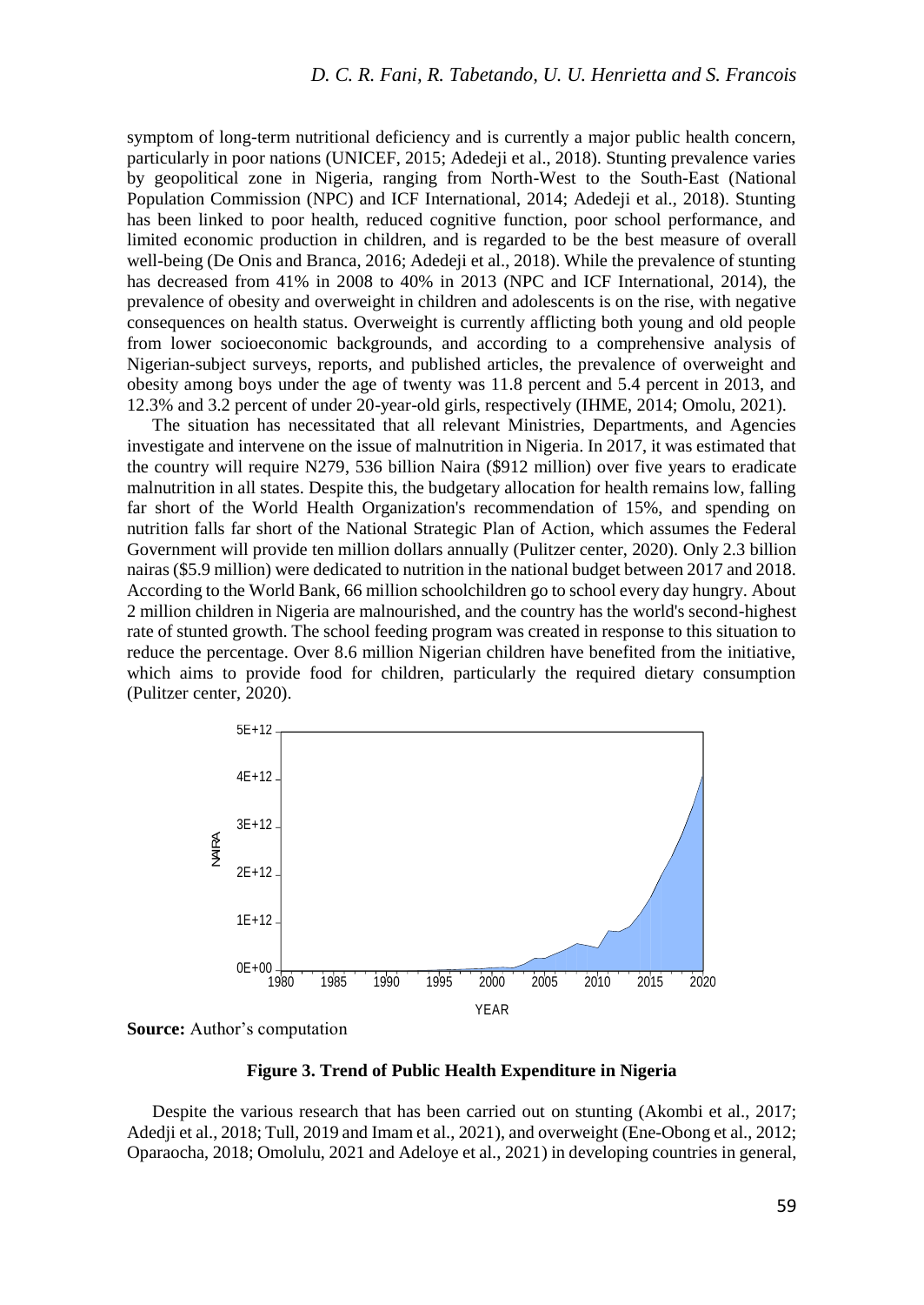symptom of long-term nutritional deficiency and is currently a major public health concern, particularly in poor nations (UNICEF, 2015; Adedeji et al., 2018). Stunting prevalence varies by geopolitical zone in Nigeria, ranging from North-West to the South-East (National Population Commission (NPC) and ICF International, 2014; Adedeji et al., 2018). Stunting has been linked to poor health, reduced cognitive function, poor school performance, and limited economic production in children, and is regarded to be the best measure of overall well-being (De Onis and Branca, 2016; Adedeji et al., 2018). While the prevalence of stunting has decreased from 41% in 2008 to 40% in 2013 (NPC and ICF International, 2014), the prevalence of obesity and overweight in children and adolescents is on the rise, with negative consequences on health status. Overweight is currently afflicting both young and old people from lower socioeconomic backgrounds, and according to a comprehensive analysis of Nigerian-subject surveys, reports, and published articles, the prevalence of overweight and obesity among boys under the age of twenty was 11.8 percent and 5.4 percent in 2013, and 12.3% and 3.2 percent of under 20-year-old girls, respectively (IHME, 2014; Omolu, 2021).

The situation has necessitated that all relevant Ministries, Departments, and Agencies investigate and intervene on the issue of malnutrition in Nigeria. In 2017, it was estimated that the country will require N279, 536 billion Naira ($912 million) over five years to eradicate malnutrition in all states. Despite this, the budgetary allocation for health remains low, falling far short of the World Health Organization's recommendation of 15%, and spending on nutrition falls far short of the National Strategic Plan of Action, which assumes the Federal Government will provide ten million dollars annually (Pulitzer center, 2020). Only 2.3 billion nairas ($5.9 million) were dedicated to nutrition in the national budget between 2017 and 2018. According to the World Bank, 66 million schoolchildren go to school every day hungry. About 2 million children in Nigeria are malnourished, and the country has the world's second-highest rate of stunted growth. The school feeding program was created in response to this situation to reduce the percentage. Over 8.6 million Nigerian children have benefited from the initiative, which aims to provide food for children, particularly the required dietary consumption (Pulitzer center, 2020).

5E+12
4E+12
3E+12
2E+12
1E+12
0E+00
NAIRA
1980 1985 1990 1995 2000 2005 2010 2015 2020
YEAR

**Source:** Author's computation

**Figure 3. Trend of Public Health Expenditure in Nigeria**

Despite the various research that has been carried out on stunting (Akombi et al., 2017; Adedji et al., 2018; Tull, 2019 and Imam et al., 2021), and overweight (Ene-Obong et al., 2012; Oparaocha, 2018; Omolulu, 2021 and Adeloye et al., 2021) in developing countries in general,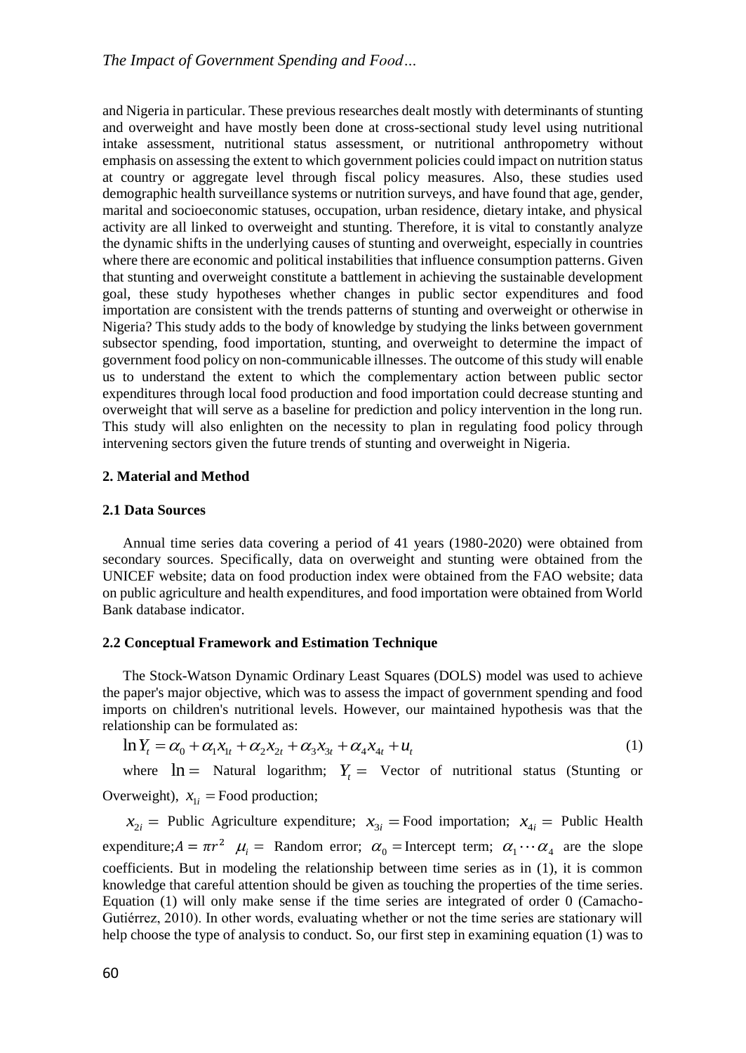and Nigeria in particular. These previous researches dealt mostly with determinants of stunting and overweight and have mostly been done at cross-sectional study level using nutritional intake assessment, nutritional status assessment, or nutritional anthropometry without emphasis on assessing the extent to which government policies could impact on nutrition status at country or aggregate level through fiscal policy measures. Also, these studies used demographic health surveillance systems or nutrition surveys, and have found that age, gender, marital and socioeconomic statuses, occupation, urban residence, dietary intake, and physical activity are all linked to overweight and stunting. Therefore, it is vital to constantly analyze the dynamic shifts in the underlying causes of stunting and overweight, especially in countries where there are economic and political instabilities that influence consumption patterns. Given that stunting and overweight constitute a battlement in achieving the sustainable development goal, these study hypotheses whether changes in public sector expenditures and food importation are consistent with the trends patterns of stunting and overweight or otherwise in Nigeria? This study adds to the body of knowledge by studying the links between government subsector spending, food importation, stunting, and overweight to determine the impact of government food policy on non-communicable illnesses. The outcome of this study will enable us to understand the extent to which the complementary action between public sector expenditures through local food production and food importation could decrease stunting and overweight that will serve as a baseline for prediction and policy intervention in the long run. This study will also enlighten on the necessity to plan in regulating food policy through intervening sectors given the future trends of stunting and overweight in Nigeria.

## 2. Material and Method

### 2.1 Data Sources

Annual time series data covering a period of 41 years (1980-2020) were obtained from secondary sources. Specifically, data on overweight and stunting were obtained from the UNICEF website; data on food production index were obtained from the FAO website; data on public agriculture and health expenditures, and food importation were obtained from World Bank database indicator.

### 2.2 Conceptual Framework and Estimation Technique

The Stock-Watson Dynamic Ordinary Least Squares (DOLS) model was used to achieve the paper's major objective, which was to assess the impact of government spending and food imports on children's nutritional levels. However, our maintained hypothesis was that the relationship can be formulated as:

$$\ln Y_t = \alpha_0 + \alpha_1 x_{1t} + \alpha_2 x_{2t} + \alpha_3 x_{3t} + \alpha_4 x_{4t} + u_t \quad (1)$$

where $\ln =$ Natural logarithm; $Y_t =$ Vector of nutritional status (Stunting or Overweight), $x_{1i} =$ Food production;

$x_{2i} =$ Public Agriculture expenditure; $x_{3i} =$ Food importation; $x_{4i} =$ Public Health expenditure; $A = \pi r^2$ $\mu_i =$ Random error; $\alpha_0 =$ Intercept term; $\alpha_1 \cdots \alpha_4$ are the slope coefficients. But in modeling the relationship between time series as in (1), it is common knowledge that careful attention should be given as touching the properties of the time series. Equation (1) will only make sense if the time series are integrated of order 0 (Camacho-Gutiérrez, 2010). In other words, evaluating whether or not the time series are stationary will help choose the type of analysis to conduct. So, our first step in examining equation (1) was to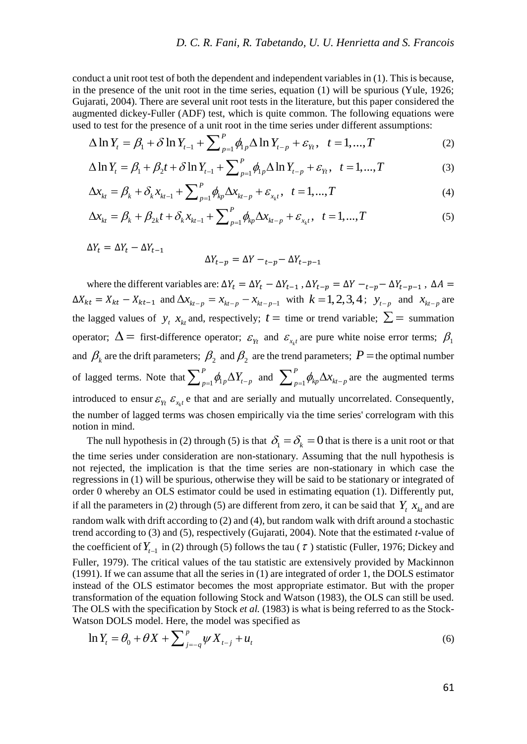conduct a unit root test of both the dependent and independent variables in (1). This is because, in the presence of the unit root in the time series, equation (1) will be spurious (Yule, 1926; Gujarati, 2004). There are several unit root tests in the literature, but this paper considered the augmented dickey-Fuller (ADF) test, which is quite common. The following equations were used to test for the presence of a unit root in the time series under different assumptions:

$$\Delta \ln Y_t = \beta_1 + \delta \ln Y_{t-1} + \sum_{p=1}^{P} \phi_{1p} \Delta \ln Y_{t-p} + \varepsilon_{Yt}, \quad t = 1, ..., T \tag{2}$$

$$\Delta \ln Y_t = \beta_1 + \beta_2 t + \delta \ln Y_{t-1} + \sum_{p=1}^{P} \phi_{1p} \Delta \ln Y_{t-p} + \varepsilon_{Yt}, \quad t = 1, ..., T \tag{3}$$

$$\Delta x_{kt} = \beta_k + \delta_k x_{kt-1} + \sum_{p=1}^{P} \phi_{kp} \Delta x_{kt-p} + \varepsilon_{x_k t}, \quad t = 1, ..., T \tag{4}$$

$$\Delta x_{kt} = \beta_k + \beta_{2k} t + \delta_k x_{kt-1} + \sum_{p=1}^{P} \phi_{kp} \Delta x_{kt-p} + \varepsilon_{x_k t}, \quad t = 1, ..., T \tag{5}$$

$\Delta Y_t = \Delta Y_t - \Delta Y_{t-1}$

$$\Delta Y_{t-p} = \Delta Y -_{t-p} - \Delta Y_{t-p-1}$$

where the different variables are: $\Delta Y_t = \Delta Y_t - \Delta Y_{t-1}$ , $\Delta Y_{t-p} = \Delta Y -_{t-p} - \Delta Y_{t-p-1}$ , $\Delta A = \Delta X_{kt} = X_{kt} - X_{kt-1}$ and $\Delta x_{kt-p} = x_{kt-p} - x_{kt-p-1}$ with $k = 1, 2, 3, 4$; $y_{t-p}$ and $x_{kt-p}$ are the lagged values of $y_t$ $x_{kt}$ and, respectively; $t =$ time or trend variable; $\sum =$ summation operator; $\Delta =$ first-difference operator; $\varepsilon_{Yt}$ and $\varepsilon_{x_k t}$ are pure white noise error terms; $\beta_1$ and $\beta_k$ are the drift parameters; $\beta_2$ and $\beta_2$ are the trend parameters; $P =$ the optimal number of lagged terms. Note that $\sum_{p=1}^{P} \phi_{1p} \Delta Y_{t-p}$ and $\sum_{p=1}^{P} \phi_{kp} \Delta x_{kt-p}$ are the augmented terms introduced to ensur $\varepsilon_{Yt}$ $\varepsilon_{x_k t}$ e that and are serially and mutually uncorrelated. Consequently, the number of lagged terms was chosen empirically via the time series' correlogram with this notion in mind.

The null hypothesis in (2) through (5) is that $\delta_1 = \delta_k = 0$ that is there is a unit root or that the time series under consideration are non-stationary. Assuming that the null hypothesis is not rejected, the implication is that the time series are non-stationary in which case the regressions in (1) will be spurious, otherwise they will be said to be stationary or integrated of order 0 whereby an OLS estimator could be used in estimating equation (1). Differently put, if all the parameters in (2) through (5) are different from zero, it can be said that $Y_t$ $x_{kt}$ and are random walk with drift according to (2) and (4), but random walk with drift around a stochastic trend according to (3) and (5), respectively (Gujarati, 2004). Note that the estimated *t*-value of the coefficient of $Y_{t-1}$ in (2) through (5) follows the tau ( $\tau$ ) statistic (Fuller, 1976; Dickey and Fuller, 1979). The critical values of the tau statistic are extensively provided by Mackinnon (1991). If we can assume that all the series in (1) are integrated of order 1, the DOLS estimator instead of the OLS estimator becomes the most appropriate estimator. But with the proper transformation of the equation following Stock and Watson (1983), the OLS can still be used. The OLS with the specification by Stock *et al.* (1983) is what is being referred to as the Stock-Watson DOLS model. Here, the model was specified as

$$\ln Y_t = \theta_0 + \theta X + \sum_{j=-q}^{p} \psi X_{t-j} + u_t \tag{6}$$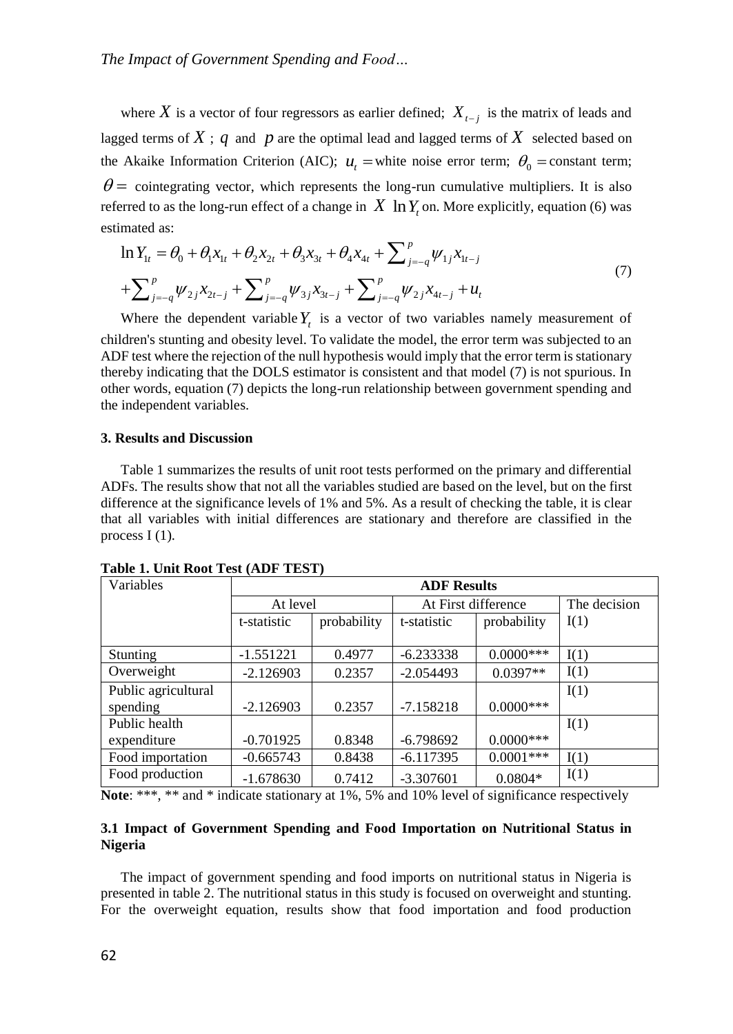where $X$ is a vector of four regressors as earlier defined; $X_{t-j}$ is the matrix of leads and lagged terms of $X$; $q$ and $p$ are the optimal lead and lagged terms of $X$ selected based on the Akaike Information Criterion (AIC); $u_t$ = white noise error term; $\theta_0$ = constant term; $\theta$ = cointegrating vector, which represents the long-run cumulative multipliers. It is also referred to as the long-run effect of a change in $X$ $\ln Y_t$ on. More explicitly, equation (6) was estimated as:

$$
\begin{aligned}
\ln Y_{1t} &= \theta_0 + \theta_1 x_{1t} + \theta_2 x_{2t} + \theta_3 x_{3t} + \theta_4 x_{4t} + \sum\nolimits_{j=-q}^{p} \psi_{1j} x_{1t-j} \\
&+ \sum\nolimits_{j=-q}^{p} \psi_{2j} x_{2t-j} + \sum\nolimits_{j=-q}^{p} \psi_{3j} x_{3t-j} + \sum\nolimits_{j=-q}^{p} \psi_{2j} x_{4t-j} + u_t
\end{aligned}
\tag{7}
$$

Where the dependent variable $Y_t$ is a vector of two variables namely measurement of children's stunting and obesity level. To validate the model, the error term was subjected to an ADF test where the rejection of the null hypothesis would imply that the error term is stationary thereby indicating that the DOLS estimator is consistent and that model (7) is not spurious. In other words, equation (7) depicts the long-run relationship between government spending and the independent variables.

### 3. Results and Discussion

Table 1 summarizes the results of unit root tests performed on the primary and differential ADFs. The results show that not all the variables studied are based on the level, but on the first difference at the significance levels of 1% and 5%. As a result of checking the table, it is clear that all variables with initial differences are stationary and therefore are classified in the process I (1).

**Table 1. Unit Root Test (ADF TEST)**

| Variables | ADF Results | | | | |
|---|---|---|---|---|---|
| | At level | | At First difference | | The decision |
| | t-statistic | probability | t-statistic | probability | I(1) |
| Stunting | -1.551221 | 0.4977 | -6.233338 | 0.0000*** | I(1) |
| Overweight | -2.126903 | 0.2357 | -2.054493 | 0.0397** | I(1) |
| Public agricultural spending | -2.126903 | 0.2357 | -7.158218 | 0.0000*** | I(1) |
| Public health expenditure | -0.701925 | 0.8348 | -6.798692 | 0.0000*** | I(1) |
| Food importation | -0.665743 | 0.8438 | -6.117395 | 0.0001*** | I(1) |
| Food production | -1.678630 | 0.7412 | -3.307601 | 0.0804* | I(1) |

**Note**: ***, ** and * indicate stationary at 1%, 5% and 10% level of significance respectively

#### 3.1 Impact of Government Spending and Food Importation on Nutritional Status in Nigeria

The impact of government spending and food imports on nutritional status in Nigeria is presented in table 2. The nutritional status in this study is focused on overweight and stunting. For the overweight equation, results show that food importation and food production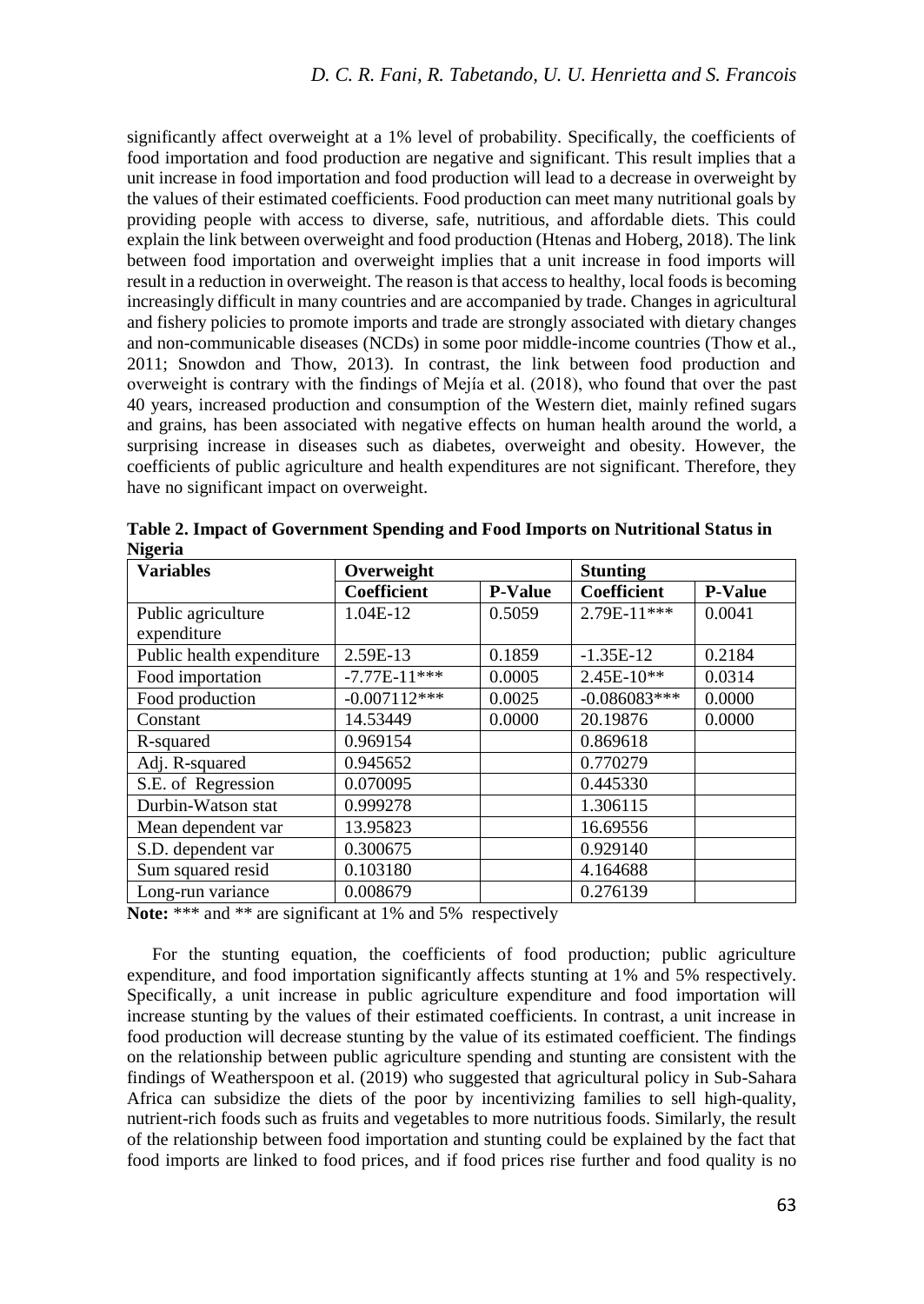significantly affect overweight at a 1% level of probability. Specifically, the coefficients of food importation and food production are negative and significant. This result implies that a unit increase in food importation and food production will lead to a decrease in overweight by the values of their estimated coefficients. Food production can meet many nutritional goals by providing people with access to diverse, safe, nutritious, and affordable diets. This could explain the link between overweight and food production (Htenas and Hoberg, 2018). The link between food importation and overweight implies that a unit increase in food imports will result in a reduction in overweight. The reason is that access to healthy, local foods is becoming increasingly difficult in many countries and are accompanied by trade. Changes in agricultural and fishery policies to promote imports and trade are strongly associated with dietary changes and non-communicable diseases (NCDs) in some poor middle-income countries (Thow et al., 2011; Snowdon and Thow, 2013). In contrast, the link between food production and overweight is contrary with the findings of Mejía et al. (2018), who found that over the past 40 years, increased production and consumption of the Western diet, mainly refined sugars and grains, has been associated with negative effects on human health around the world, a surprising increase in diseases such as diabetes, overweight and obesity. However, the coefficients of public agriculture and health expenditures are not significant. Therefore, they have no significant impact on overweight.

**Table 2. Impact of Government Spending and Food Imports on Nutritional Status in Nigeria**

| Variables | Overweight | | Stunting | |
|---|---|---|---|---|
| | Coefficient | P-Value | Coefficient | P-Value |
| Public agriculture expenditure | 1.04E-12 | 0.5059 | 2.79E-11*** | 0.0041 |
| Public health expenditure | 2.59E-13 | 0.1859 | -1.35E-12 | 0.2184 |
| Food importation | -7.77E-11*** | 0.0005 | 2.45E-10** | 0.0314 |
| Food production | -0.007112*** | 0.0025 | -0.086083*** | 0.0000 |
| Constant | 14.53449 | 0.0000 | 20.19876 | 0.0000 |
| R-squared | 0.969154 | | 0.869618 | |
| Adj. R-squared | 0.945652 | | 0.770279 | |
| S.E. of Regression | 0.070095 | | 0.445330 | |
| Durbin-Watson stat | 0.999278 | | 1.306115 | |
| Mean dependent var | 13.95823 | | 16.69556 | |
| S.D. dependent var | 0.300675 | | 0.929140 | |
| Sum squared resid | 0.103180 | | 4.164688 | |
| Long-run variance | 0.008679 | | 0.276139 | |

**Note:** *** and ** are significant at 1% and 5% respectively

For the stunting equation, the coefficients of food production; public agriculture expenditure, and food importation significantly affects stunting at 1% and 5% respectively. Specifically, a unit increase in public agriculture expenditure and food importation will increase stunting by the values of their estimated coefficients. In contrast, a unit increase in food production will decrease stunting by the value of its estimated coefficient. The findings on the relationship between public agriculture spending and stunting are consistent with the findings of Weatherspoon et al. (2019) who suggested that agricultural policy in Sub-Sahara Africa can subsidize the diets of the poor by incentivizing families to sell high-quality, nutrient-rich foods such as fruits and vegetables to more nutritious foods. Similarly, the result of the relationship between food importation and stunting could be explained by the fact that food imports are linked to food prices, and if food prices rise further and food quality is no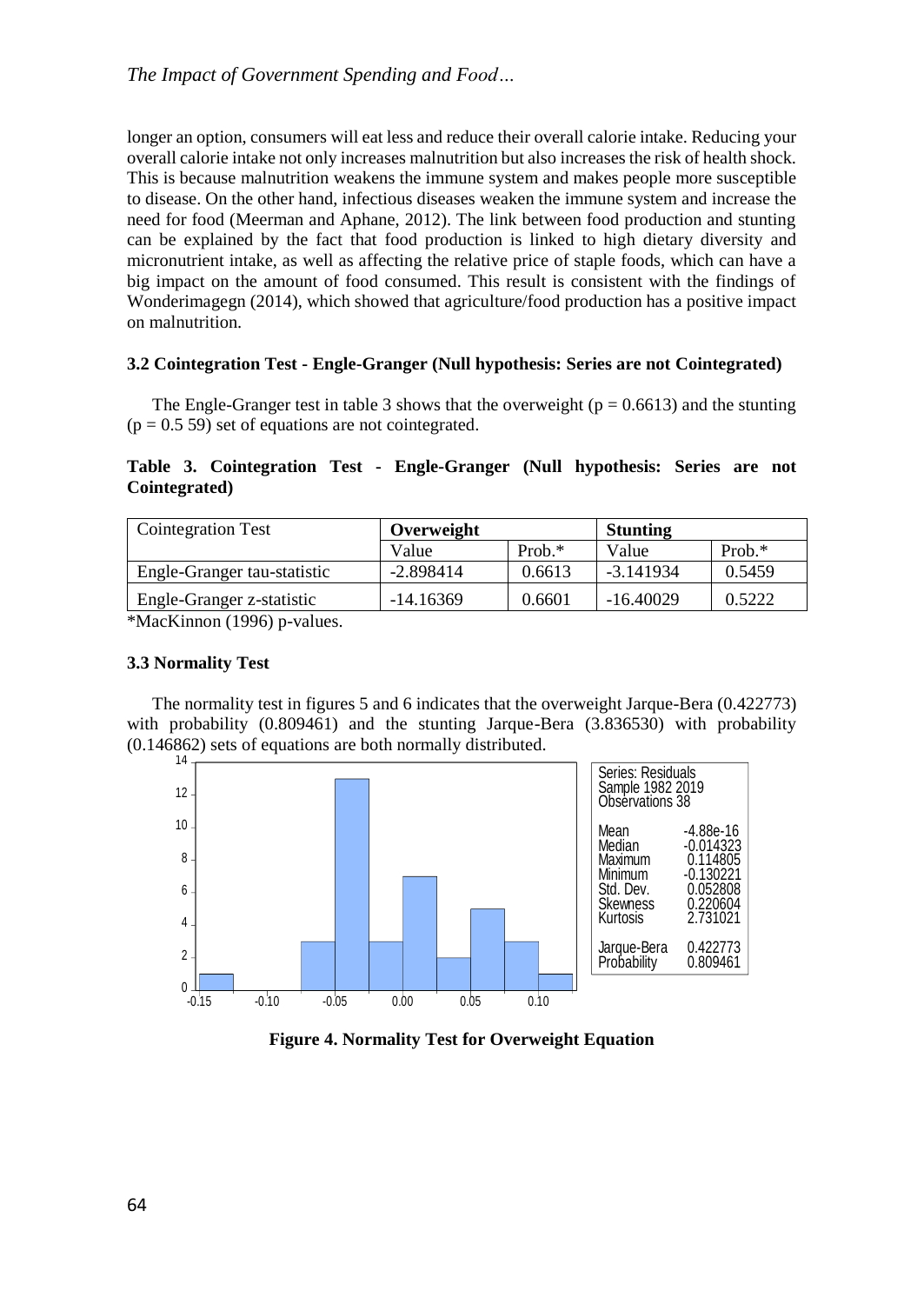longer an option, consumers will eat less and reduce their overall calorie intake. Reducing your overall calorie intake not only increases malnutrition but also increases the risk of health shock. This is because malnutrition weakens the immune system and makes people more susceptible to disease. On the other hand, infectious diseases weaken the immune system and increase the need for food (Meerman and Aphane, 2012). The link between food production and stunting can be explained by the fact that food production is linked to high dietary diversity and micronutrient intake, as well as affecting the relative price of staple foods, which can have a big impact on the amount of food consumed. This result is consistent with the findings of Wonderimagegn (2014), which showed that agriculture/food production has a positive impact on malnutrition.

### 3.2 Cointegration Test - Engle-Granger (Null hypothesis: Series are not Cointegrated)

The Engle-Granger test in table 3 shows that the overweight ($p = 0.6613$) and the stunting ($p = 0.5$ 59) set of equations are not cointegrated.

**Table 3. Cointegration Test - Engle-Granger (Null hypothesis: Series are not Cointegrated)**

| Cointegration Test | **Overweight** | | **Stunting** | |
|---|---|---|---|---|
| | Value | Prob.* | Value | Prob.* |
| Engle-Granger tau-statistic | -2.898414 | 0.6613 | -3.141934 | 0.5459 |
| Engle-Granger z-statistic | -14.16369 | 0.6601 | -16.40029 | 0.5222 |

*MacKinnon (1996) p-values.

### 3.3 Normality Test

The normality test in figures 5 and 6 indicates that the overweight Jarque-Bera (0.422773) with probability (0.809461) and the stunting Jarque-Bera (3.836530) with probability (0.146862) sets of equations are both normally distributed.

14
12
10
8
6
4
2
0
-0.15
-0.10
-0.05
0.00
0.05
0.10

Series: Residuals
Sample 1982 2019
Observations 38

Mean -4.88e-16
Median -0.014323
Maximum 0.114805
Minimum -0.130221
Std. Dev. 0.052808
Skewness 0.220604
Kurtosis 2.731021

Jarque-Bera 0.422773
Probability 0.809461

**Figure 4. Normality Test for Overweight Equation**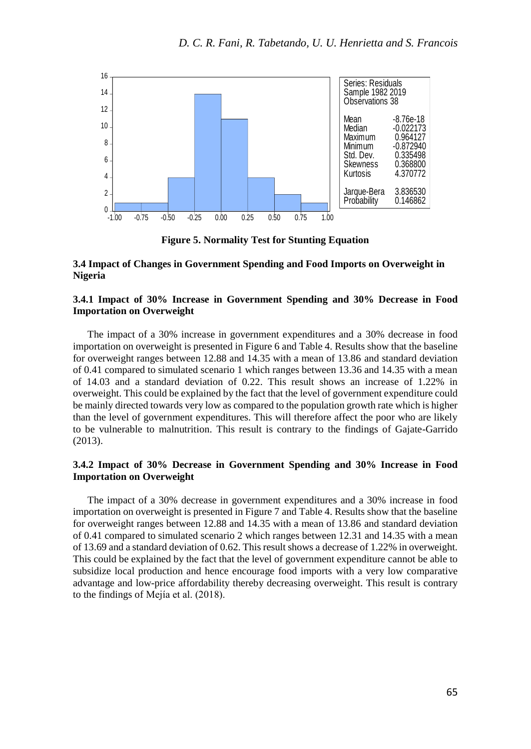16
14
12
10
8
6
4
2
0
-1.00 -0.75 -0.50 -0.25 0.00 0.25 0.50 0.75 1.00

Series: Residuals
Sample 1982 2019
Observations 38

Mean -8.76e-18
Median -0.022173
Maximum 0.964127
Minimum -0.872940
Std. Dev. 0.335498
Skewness 0.368800
Kurtosis 4.370772

Jarque-Bera 3.836530
Probability 0.146862

**Figure 5. Normality Test for Stunting Equation**

### 3.4 Impact of Changes in Government Spending and Food Imports on Overweight in Nigeria

#### 3.4.1 Impact of 30% Increase in Government Spending and 30% Decrease in Food Importation on Overweight

The impact of a 30% increase in government expenditures and a 30% decrease in food importation on overweight is presented in Figure 6 and Table 4. Results show that the baseline for overweight ranges between 12.88 and 14.35 with a mean of 13.86 and standard deviation of 0.41 compared to simulated scenario 1 which ranges between 13.36 and 14.35 with a mean of 14.03 and a standard deviation of 0.22. This result shows an increase of 1.22% in overweight. This could be explained by the fact that the level of government expenditure could be mainly directed towards very low as compared to the population growth rate which is higher than the level of government expenditures. This will therefore affect the poor who are likely to be vulnerable to malnutrition. This result is contrary to the findings of Gajate-Garrido (2013).

#### 3.4.2 Impact of 30% Decrease in Government Spending and 30% Increase in Food Importation on Overweight

The impact of a 30% decrease in government expenditures and a 30% increase in food importation on overweight is presented in Figure 7 and Table 4. Results show that the baseline for overweight ranges between 12.88 and 14.35 with a mean of 13.86 and standard deviation of 0.41 compared to simulated scenario 2 which ranges between 12.31 and 14.35 with a mean of 13.69 and a standard deviation of 0.62. This result shows a decrease of 1.22% in overweight. This could be explained by the fact that the level of government expenditure cannot be able to subsidize local production and hence encourage food imports with a very low comparative advantage and low-price affordability thereby decreasing overweight. This result is contrary to the findings of Mejía et al. (2018).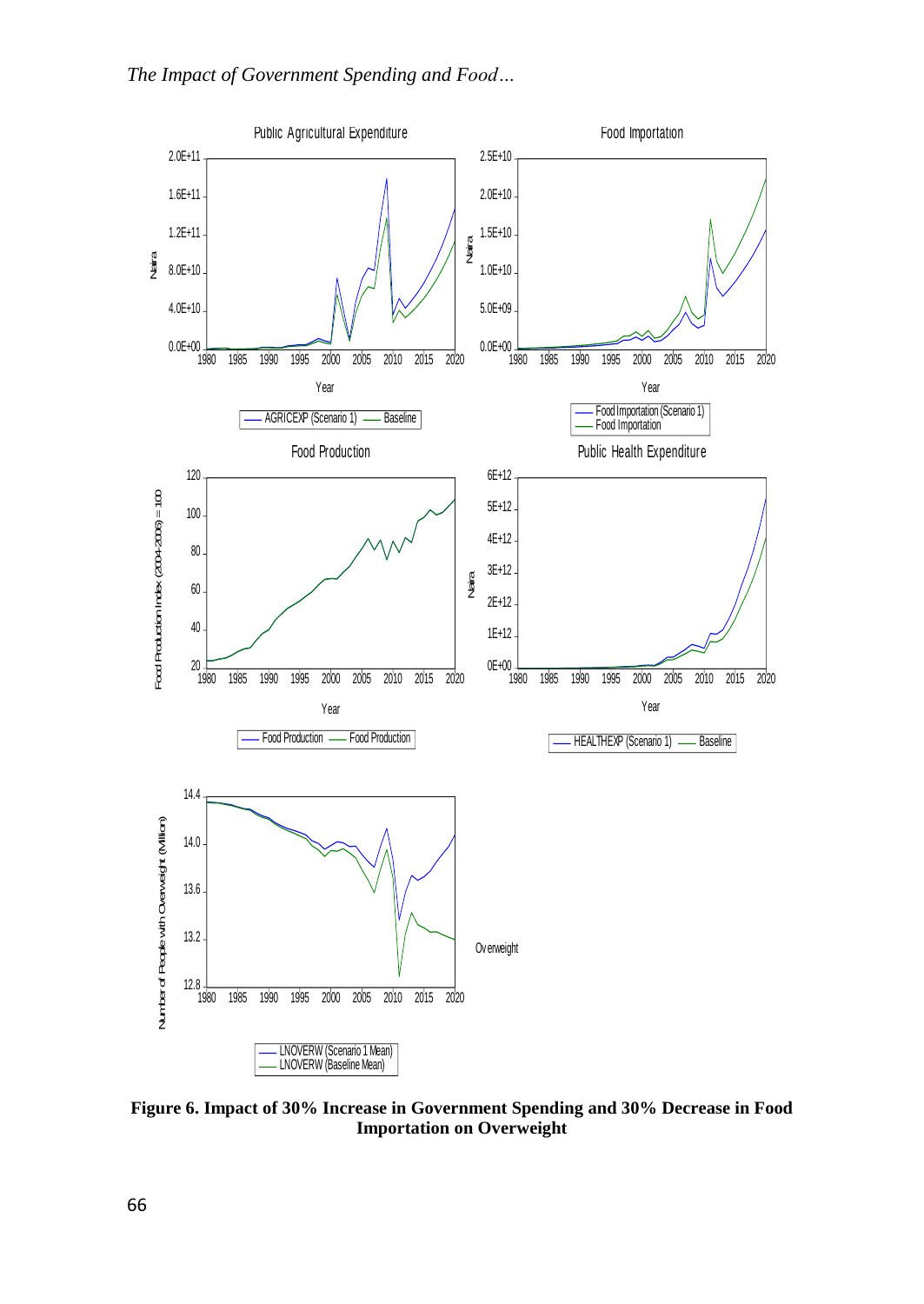Public Agricultural Expenditure

2.0E+11
1.6E+11
1.2E+11
8.0E+10
4.0E+10
0.0E+00

Naira

1980 1985 1990 1995 2000 2005 2010 2015 2020

Year

AGRICEXP (Scenario 1) Baseline

Food Importation

2.5E+10
2.0E+10
1.5E+10
1.0E+10
5.0E+09
0.0E+00

Naira

1980 1985 1990 1995 2000 2005 2010 2015 2020

Year

Food Importation (Scenario 1)
Food Importation

Food Production

120
100
80
60
40
20

Food Production Index (2004-2006) = 100

1980 1985 1990 1995 2000 2005 2010 2015 2020

Year

Food Production Food Production

Public Health Expenditure

6E+12
5E+12
4E+12
3E+12
2E+12
1E+12
0E+00

Naira

1980 1985 1990 1995 2000 2005 2010 2015 2020

Year

HEALTHEXP (Scenario 1) Baseline

14.4
14.0
13.6
13.2
12.8

Number of People with Overweight (Million)

1980 1985 1990 1995 2000 2005 2010 2015 2020

Overweight

LNOVERW (Scenario 1 Mean)
LNOVERW (Baseline Mean)

**Figure 6. Impact of 30% Increase in Government Spending and 30% Decrease in Food Importation on Overweight**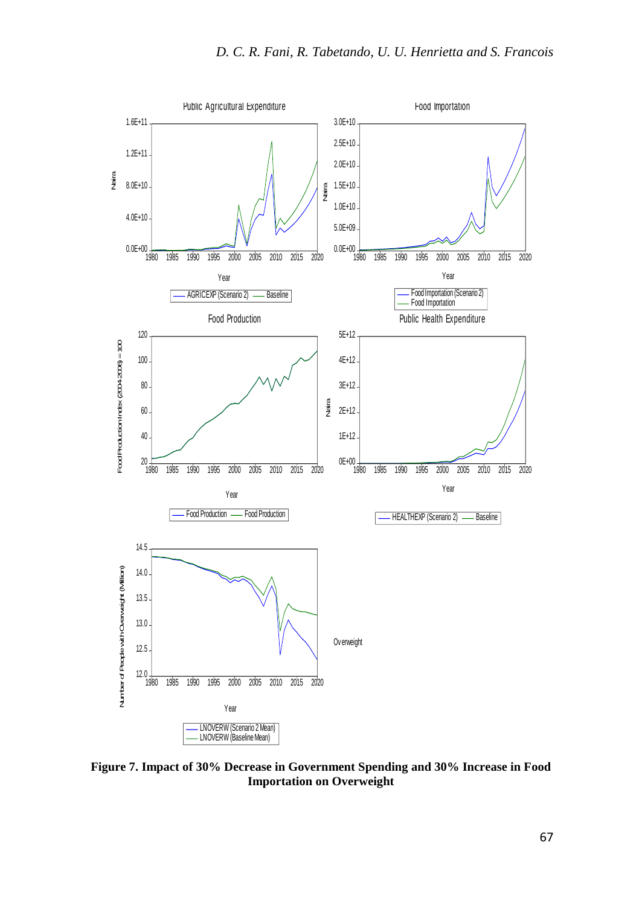Public Agricultural Expenditure

Naira

1.6E+11
1.2E+11
8.0E+10
4.0E+10
0.0E+00

1980 1985 1990 1995 2000 2005 2010 2015 2020

Year

AGRICEXP (Scenario 2) Baseline

Food Importation

Naira

3.0E+10
2.5E+10
2.0E+10
1.5E+10
1.0E+10
5.0E+09
0.0E+00

1980 1985 1990 1995 2000 2005 2010 2015 2020

Year

Food Importation (Scenario 2)
Food Importation

Food Production

Food Production Index (2004-2006) = 100

120
100
80
60
40
20

1980 1985 1990 1995 2000 2005 2010 2015 2020

Year

Food Production Food Production

Public Health Expenditure

Naira

5E+12
4E+12
3E+12
2E+12
1E+12
0E+00

1980 1985 1990 1995 2000 2005 2010 2015 2020

Year

HEALTHEXP (Scenario 2) Baseline

Number of People with Overweight (Million)

14.5
14.0
13.5
13.0
12.5
12.0

1980 1985 1990 1995 2000 2005 2010 2015 2020

Year

LNOVERW (Scenario 2 Mean)
LNOVERW (Baseline Mean)

Overweight

**Figure 7. Impact of 30% Decrease in Government Spending and 30% Increase in Food Importation on Overweight**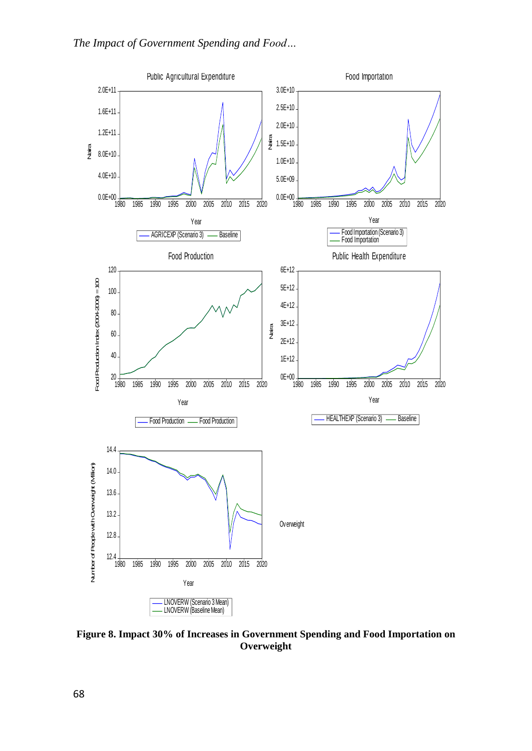Public Agricultural Expenditure

Naira

2.0E+11
1.6E+11
1.2E+11
8.0E+10
4.0E+10
0.0E+00

1980 1985 1990 1995 2000 2005 2010 2015 2020

Year

AGRICEXP (Scenario 3) Baseline

Food Importation

Naira

3.0E+10
2.5E+10
2.0E+10
1.5E+10
1.0E+10
5.0E+09
0.0E+00

1980 1985 1990 1995 2000 2005 2010 2015 2020

Year

Food Importation (Scenario 3)
Food Importation

Food Production

Food Production Index (2004-2006) = 100

120
100
80
60
40
20

1980 1985 1990 1995 2000 2005 2010 2015 2020

Year

Food Production Food Production

Public Health Expenditure

Naira

6E+12
5E+12
4E+12
3E+12
2E+12
1E+12
0E+00

1980 1985 1990 1995 2000 2005 2010 2015 2020

Year

HEALTHEXP (Scenario 3) Baseline

Number of People with Overweight (Million)

14.4
14.0
13.6
13.2
12.8
12.4

1980 1985 1990 1995 2000 2005 2010 2015 2020

Year

LNOVERW (Scenario 3 Mean)
LNOVERW (Baseline Mean)

Overweight

**Figure 8. Impact 30% of Increases in Government Spending and Food Importation on Overweight**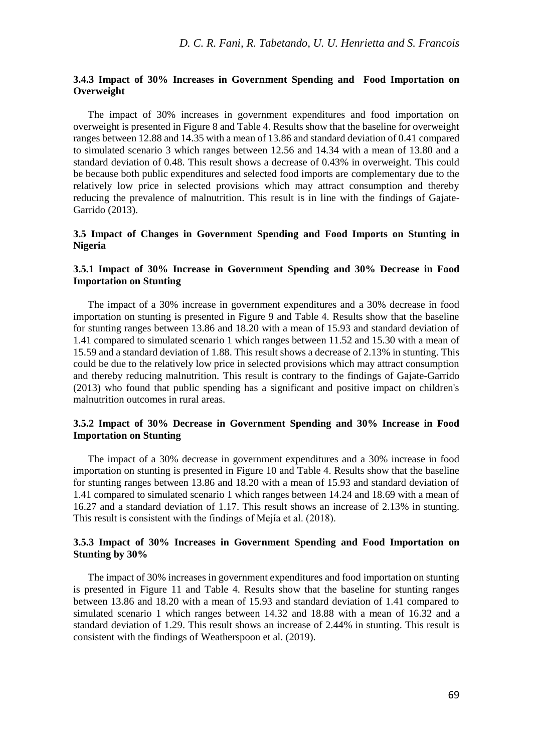### 3.4.3 Impact of 30% Increases in Government Spending and Food Importation on Overweight

The impact of 30% increases in government expenditures and food importation on overweight is presented in Figure 8 and Table 4. Results show that the baseline for overweight ranges between 12.88 and 14.35 with a mean of 13.86 and standard deviation of 0.41 compared to simulated scenario 3 which ranges between 12.56 and 14.34 with a mean of 13.80 and a standard deviation of 0.48. This result shows a decrease of 0.43% in overweight. This could be because both public expenditures and selected food imports are complementary due to the relatively low price in selected provisions which may attract consumption and thereby reducing the prevalence of malnutrition. This result is in line with the findings of Gajate-Garrido (2013).

## 3.5 Impact of Changes in Government Spending and Food Imports on Stunting in Nigeria

### 3.5.1 Impact of 30% Increase in Government Spending and 30% Decrease in Food Importation on Stunting

The impact of a 30% increase in government expenditures and a 30% decrease in food importation on stunting is presented in Figure 9 and Table 4. Results show that the baseline for stunting ranges between 13.86 and 18.20 with a mean of 15.93 and standard deviation of 1.41 compared to simulated scenario 1 which ranges between 11.52 and 15.30 with a mean of 15.59 and a standard deviation of 1.88. This result shows a decrease of 2.13% in stunting. This could be due to the relatively low price in selected provisions which may attract consumption and thereby reducing malnutrition. This result is contrary to the findings of Gajate-Garrido (2013) who found that public spending has a significant and positive impact on children's malnutrition outcomes in rural areas.

### 3.5.2 Impact of 30% Decrease in Government Spending and 30% Increase in Food Importation on Stunting

The impact of a 30% decrease in government expenditures and a 30% increase in food importation on stunting is presented in Figure 10 and Table 4. Results show that the baseline for stunting ranges between 13.86 and 18.20 with a mean of 15.93 and standard deviation of 1.41 compared to simulated scenario 1 which ranges between 14.24 and 18.69 with a mean of 16.27 and a standard deviation of 1.17. This result shows an increase of 2.13% in stunting. This result is consistent with the findings of Mejía et al. (2018).

### 3.5.3 Impact of 30% Increases in Government Spending and Food Importation on Stunting by 30%

The impact of 30% increases in government expenditures and food importation on stunting is presented in Figure 11 and Table 4. Results show that the baseline for stunting ranges between 13.86 and 18.20 with a mean of 15.93 and standard deviation of 1.41 compared to simulated scenario 1 which ranges between 14.32 and 18.88 with a mean of 16.32 and a standard deviation of 1.29. This result shows an increase of 2.44% in stunting. This result is consistent with the findings of Weatherspoon et al. (2019).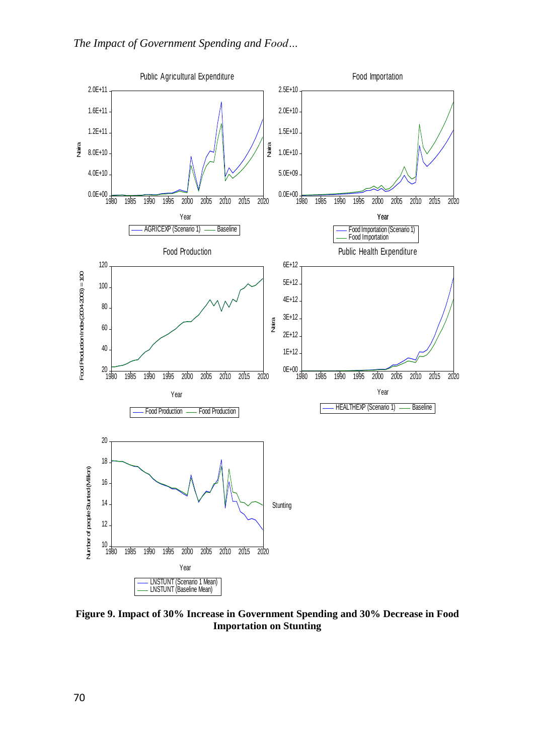**Figure 9. Impact of 30% Increase in Government Spending and 30% Decrease in Food Importation on Stunting**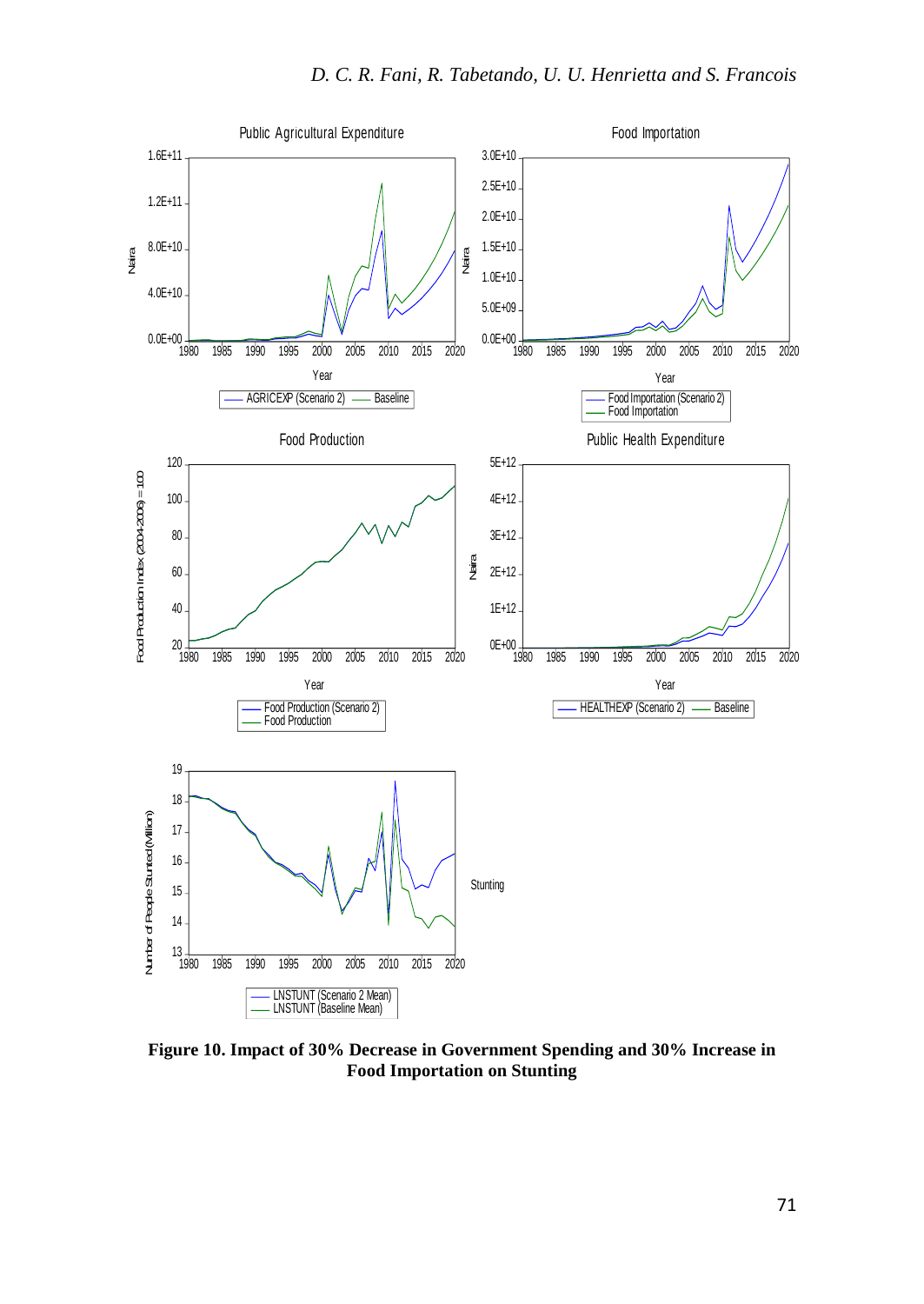Public Agricultural Expenditure

Naira

1.6E+11
1.2E+11
8.0E+10
4.0E+10
0.0E+00

1980 1985 1990 1995 2000 2005 2010 2015 2020

Year

AGRICEXP (Scenario 2) Baseline

Food Importation

Naira

3.0E+10
2.5E+10
2.0E+10
1.5E+10
1.0E+10
5.0E+09
0.0E+00

1980 1985 1990 1995 2000 2005 2010 2015 2020

Year

Food Importation (Scenario 2)
Food Importation

Food Production

Food Production Index (2004-2006) = 100

120
100
80
60
40
20

1980 1985 1990 1995 2000 2005 2010 2015 2020

Year

Food Production (Scenario 2)
Food Production

Public Health Expenditure

Naira

5E+12
4E+12
3E+12
2E+12
1E+12
0E+00

1980 1985 1990 1995 2000 2005 2010 2015 2020

Year

HEALTHEXP (Scenario 2) Baseline

Number of People Stunted (Million)

19
18
17
16
15
14
13

1980 1985 1990 1995 2000 2005 2010 2015 2020

Stunting

LNSTUNT (Scenario 2 Mean)
LNSTUNT (Baseline Mean)

**Figure 10. Impact of 30% Decrease in Government Spending and 30% Increase in Food Importation on Stunting**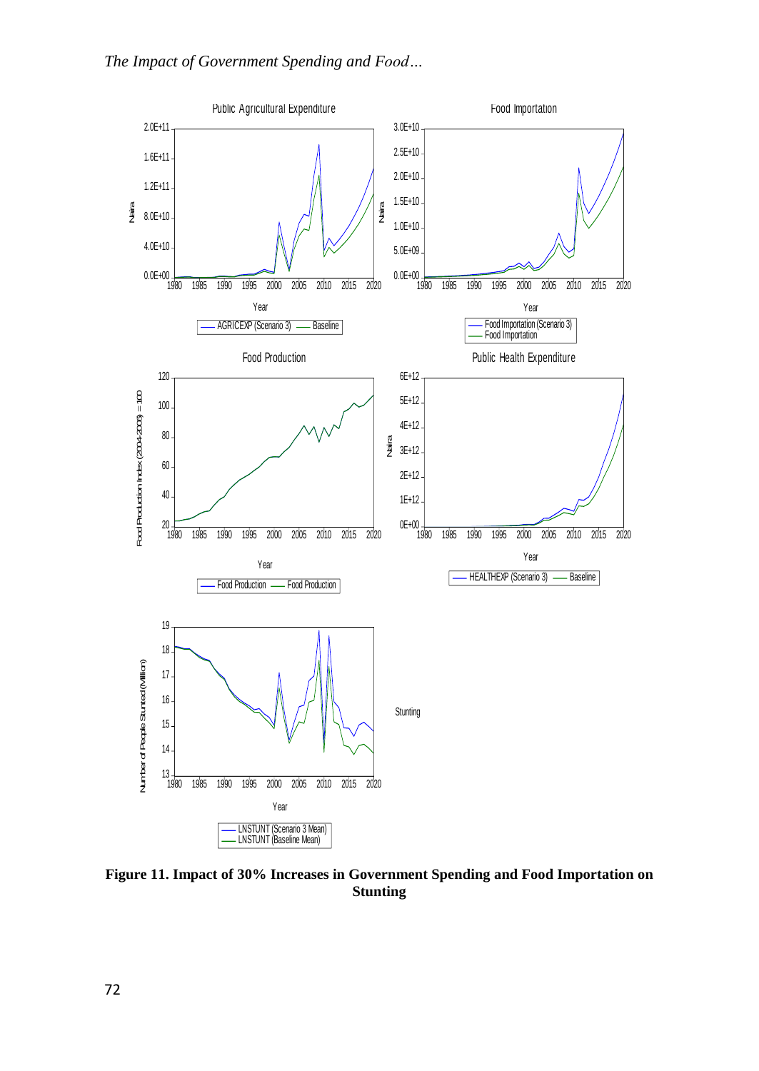Public Agricultural Expenditure

Naira

2.0E+11
1.6E+11
1.2E+11
8.0E+10
4.0E+10
0.0E+00

1980 1985 1990 1995 2000 2005 2010 2015 2020

Year

AGRICEXP (Scenario 3) Baseline

Food Importation

Naira

3.0E+10
2.5E+10
2.0E+10
1.5E+10
1.0E+10
5.0E+09
0.0E+00

1980 1985 1990 1995 2000 2005 2010 2015 2020

Year

Food Importation (Scenario 3)
Food Importation

Food Production

Food Production Index (2004-2006) = 100

120
100
80
60
40
20

1980 1985 1990 1995 2000 2005 2010 2015 2020

Year

Food Production Food Production

Public Health Expenditure

Naira

6E+12
5E+12
4E+12
3E+12
2E+12
1E+12
0E+00

1980 1985 1990 1995 2000 2005 2010 2015 2020

Year

HEALTHEXP (Scenario 3) Baseline

Number of People Stunted (Million)

19
18
17
16
15
14
13

1980 1985 1990 1995 2000 2005 2010 2015 2020

Year

LNSTUNT (Scenario 3 Mean)
LNSTUNT (Baseline Mean)

Stunting

**Figure 11. Impact of 30% Increases in Government Spending and Food Importation on Stunting**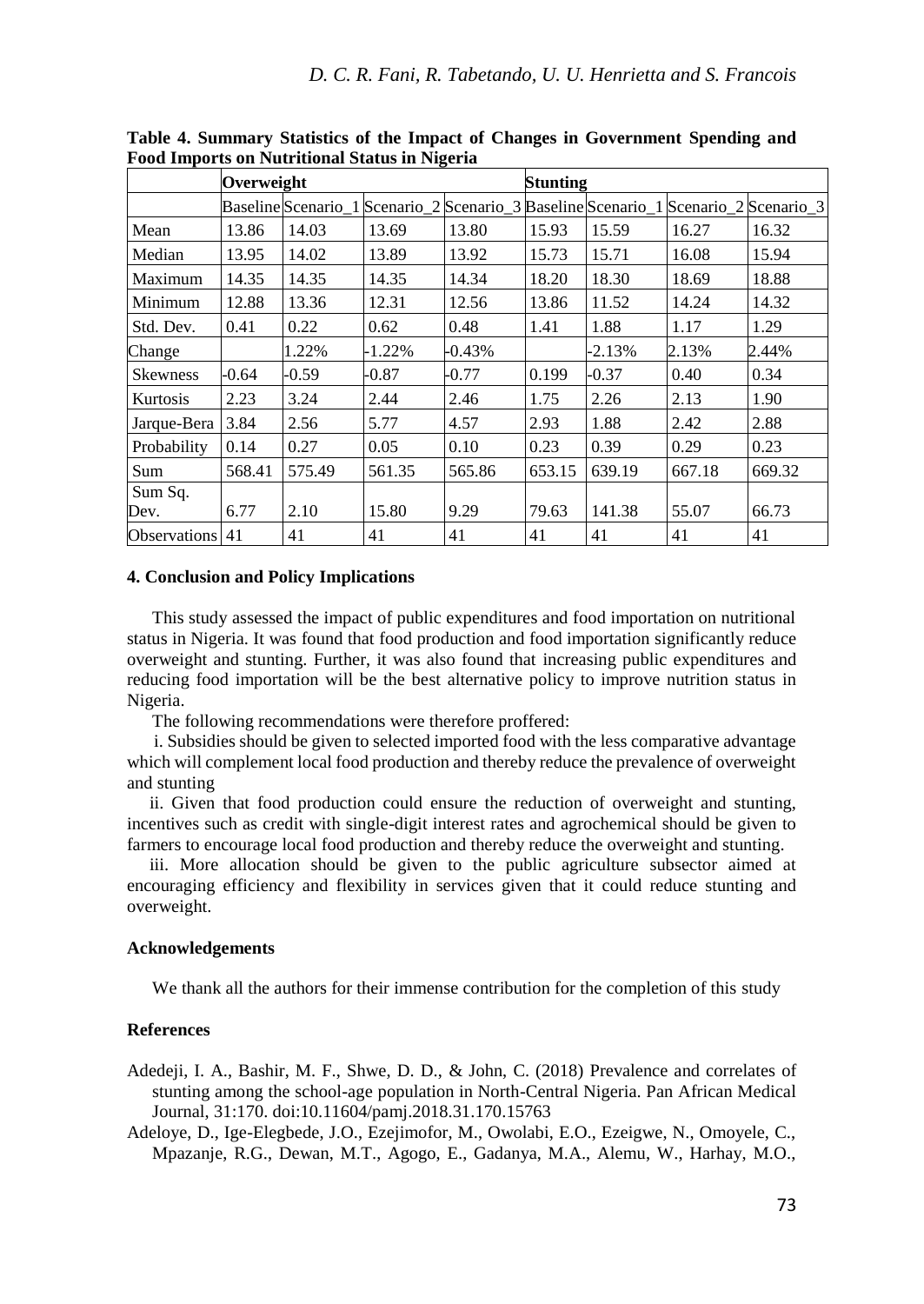**Table 4. Summary Statistics of the Impact of Changes in Government Spending and Food Imports on Nutritional Status in Nigeria**

| | Overweight | | | | Stunting | | | |
|---|---|---|---|---|---|---|---|---|
| | Baseline | Scenario_1 | Scenario_2 | Scenario_3 | Baseline | Scenario_1 | Scenario_2 | Scenario_3 |
| Mean | 13.86 | 14.03 | 13.69 | 13.80 | 15.93 | 15.59 | 16.27 | 16.32 |
| Median | 13.95 | 14.02 | 13.89 | 13.92 | 15.73 | 15.71 | 16.08 | 15.94 |
| Maximum | 14.35 | 14.35 | 14.35 | 14.34 | 18.20 | 18.30 | 18.69 | 18.88 |
| Minimum | 12.88 | 13.36 | 12.31 | 12.56 | 13.86 | 11.52 | 14.24 | 14.32 |
| Std. Dev. | 0.41 | 0.22 | 0.62 | 0.48 | 1.41 | 1.88 | 1.17 | 1.29 |
| Change | | 1.22% | -1.22% | -0.43% | | -2.13% | 2.13% | 2.44% |
| Skewness | -0.64 | -0.59 | -0.87 | -0.77 | 0.199 | -0.37 | 0.40 | 0.34 |
| Kurtosis | 2.23 | 3.24 | 2.44 | 2.46 | 1.75 | 2.26 | 2.13 | 1.90 |
| Jarque-Bera | 3.84 | 2.56 | 5.77 | 4.57 | 2.93 | 1.88 | 2.42 | 2.88 |
| Probability | 0.14 | 0.27 | 0.05 | 0.10 | 0.23 | 0.39 | 0.29 | 0.23 |
| Sum | 568.41 | 575.49 | 561.35 | 565.86 | 653.15 | 639.19 | 667.18 | 669.32 |
| Sum Sq. Dev. | 6.77 | 2.10 | 15.80 | 9.29 | 79.63 | 141.38 | 55.07 | 66.73 |
| Observations | 41 | 41 | 41 | 41 | 41 | 41 | 41 | 41 |

#### 4. Conclusion and Policy Implications

This study assessed the impact of public expenditures and food importation on nutritional status in Nigeria. It was found that food production and food importation significantly reduce overweight and stunting. Further, it was also found that increasing public expenditures and reducing food importation will be the best alternative policy to improve nutrition status in Nigeria.

The following recommendations were therefore proffered:

i. Subsidies should be given to selected imported food with the less comparative advantage which will complement local food production and thereby reduce the prevalence of overweight and stunting

ii. Given that food production could ensure the reduction of overweight and stunting, incentives such as credit with single-digit interest rates and agrochemical should be given to farmers to encourage local food production and thereby reduce the overweight and stunting.

iii. More allocation should be given to the public agriculture subsector aimed at encouraging efficiency and flexibility in services given that it could reduce stunting and overweight.

#### Acknowledgements

We thank all the authors for their immense contribution for the completion of this study

#### References

Adedeji, I. A., Bashir, M. F., Shwe, D. D., & John, C. (2018) Prevalence and correlates of stunting among the school-age population in North-Central Nigeria. Pan African Medical Journal, 31:170. doi:10.11604/pamj.2018.31.170.15763

Adeloye, D., Ige-Elegbede, J.O., Ezejimofor, M., Owolabi, E.O., Ezeigwe, N., Omoyele, C., Mpazanje, R.G., Dewan, M.T., Agogo, E., Gadanya, M.A., Alemu, W., Harhay, M.O.,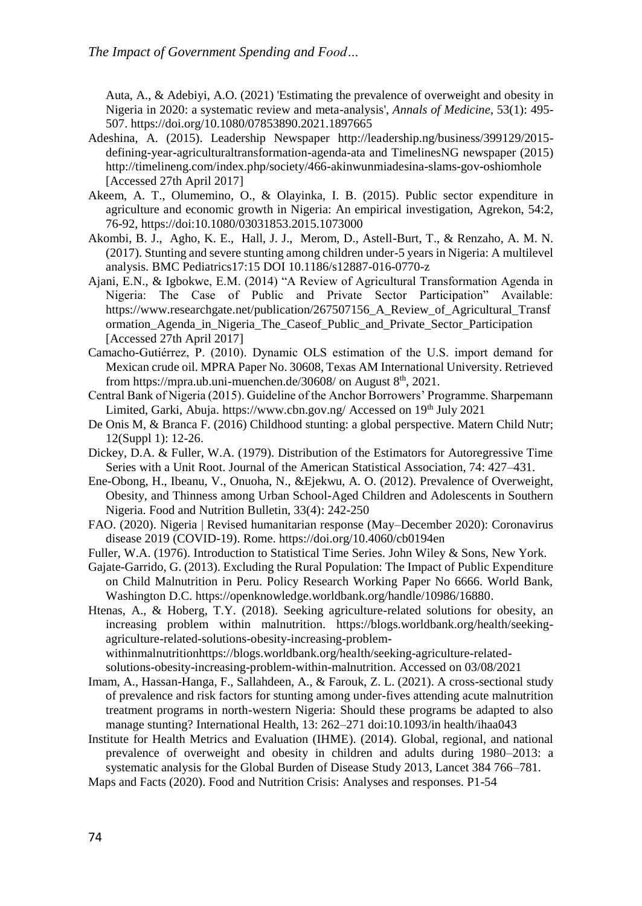Auta, A., & Adebiyi, A.O. (2021) 'Estimating the prevalence of overweight and obesity in Nigeria in 2020: a systematic review and meta-analysis', *Annals of Medicine*, 53(1): 495-507. https://doi.org/10.1080/07853890.2021.1897665

Adeshina, A. (2015). Leadership Newspaper http://leadership.ng/business/399129/2015-defining-year-agriculturaltransformation-agenda-ata and TimelinesNG newspaper (2015) http://timelineng.com/index.php/society/466-akinwunmiadesina-slams-gov-oshiomhole [Accessed 27th April 2017]

Akeem, A. T., Olumemino, O., & Olayinka, I. B. (2015). Public sector expenditure in agriculture and economic growth in Nigeria: An empirical investigation, Agrekon, 54:2, 76-92, https://doi:10.1080/03031853.2015.1073000

Akombi, B. J., Agho, K. E., Hall, J. J., Merom, D., Astell-Burt, T., & Renzaho, A. M. N. (2017). Stunting and severe stunting among children under-5 years in Nigeria: A multilevel analysis. BMC Pediatrics17:15 DOI 10.1186/s12887-016-0770-z

Ajani, E.N., & Igbokwe, E.M. (2014) "A Review of Agricultural Transformation Agenda in Nigeria: The Case of Public and Private Sector Participation" Available: https://www.researchgate.net/publication/267507156_A_Review_of_Agricultural_Transformation_Agenda_in_Nigeria_The_Caseof_Public_and_Private_Sector_Participation [Accessed 27th April 2017]

Camacho-Gutiérrez, P. (2010). Dynamic OLS estimation of the U.S. import demand for Mexican crude oil. MPRA Paper No. 30608, Texas AM International University. Retrieved from https://mpra.ub.uni-muenchen.de/30608/ on August 8th, 2021.

Central Bank of Nigeria (2015). Guideline of the Anchor Borrowers' Programme. Sharpemann Limited, Garki, Abuja. https://www.cbn.gov.ng/ Accessed on 19th July 2021

De Onis M, & Branca F. (2016) Childhood stunting: a global perspective. Matern Child Nutr; 12(Suppl 1): 12-26.

Dickey, D.A. & Fuller, W.A. (1979). Distribution of the Estimators for Autoregressive Time Series with a Unit Root. Journal of the American Statistical Association, 74: 427–431.

Ene-Obong, H., Ibeanu, V., Onuoha, N., &Ejekwu, A. O. (2012). Prevalence of Overweight, Obesity, and Thinness among Urban School-Aged Children and Adolescents in Southern Nigeria. Food and Nutrition Bulletin, 33(4): 242-250

FAO. (2020). Nigeria | Revised humanitarian response (May–December 2020): Coronavirus disease 2019 (COVID-19). Rome. https://doi.org/10.4060/cb0194en

Fuller, W.A. (1976). Introduction to Statistical Time Series. John Wiley & Sons, New York.

Gajate-Garrido, G. (2013). Excluding the Rural Population: The Impact of Public Expenditure on Child Malnutrition in Peru. Policy Research Working Paper No 6666. World Bank, Washington D.C. https://openknowledge.worldbank.org/handle/10986/16880.

Htenas, A., & Hoberg, T.Y. (2018). Seeking agriculture-related solutions for obesity, an increasing problem within malnutrition. https://blogs.worldbank.org/health/seeking-agriculture-related-solutions-obesity-increasing-problem-withinmalnutritionhttps://blogs.worldbank.org/health/seeking-agriculture-related-solutions-obesity-increasing-problem-within-malnutrition. Accessed on 03/08/2021

Imam, A., Hassan-Hanga, F., Sallahdeen, A., & Farouk, Z. L. (2021). A cross-sectional study of prevalence and risk factors for stunting among under-fives attending acute malnutrition treatment programs in north-western Nigeria: Should these programs be adapted to also manage stunting? International Health, 13: 262–271 doi:10.1093/in health/ihaa043

Institute for Health Metrics and Evaluation (IHME). (2014). Global, regional, and national prevalence of overweight and obesity in children and adults during 1980–2013: a systematic analysis for the Global Burden of Disease Study 2013, Lancet 384 766–781.

Maps and Facts (2020). Food and Nutrition Crisis: Analyses and responses. P1-54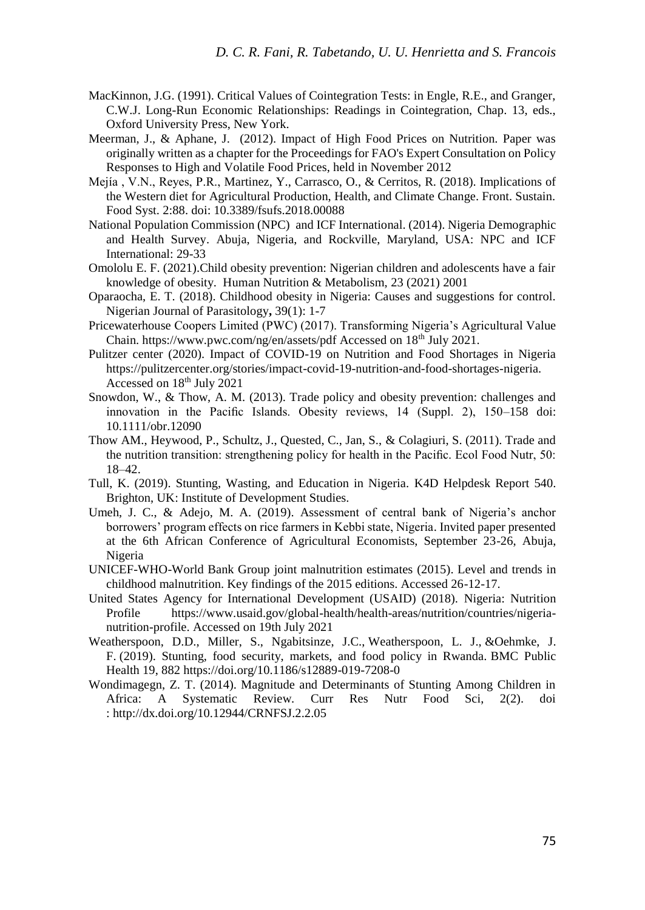MacKinnon, J.G. (1991). Critical Values of Cointegration Tests: in Engle, R.E., and Granger, C.W.J. Long-Run Economic Relationships: Readings in Cointegration, Chap. 13, eds., Oxford University Press, New York.

Meerman, J., & Aphane, J. (2012). Impact of High Food Prices on Nutrition. Paper was originally written as a chapter for the Proceedings for FAO's Expert Consultation on Policy Responses to High and Volatile Food Prices, held in November 2012

Mejía , V.N., Reyes, P.R., Martinez, Y., Carrasco, O., & Cerritos, R. (2018). Implications of the Western diet for Agricultural Production, Health, and Climate Change. Front. Sustain. Food Syst. 2:88. doi: 10.3389/fsufs.2018.00088

National Population Commission (NPC) and ICF International. (2014). Nigeria Demographic and Health Survey. Abuja, Nigeria, and Rockville, Maryland, USA: NPC and ICF International: 29-33

Omololu E. F. (2021).Child obesity prevention: Nigerian children and adolescents have a fair knowledge of obesity. Human Nutrition & Metabolism, 23 (2021) 2001

Oparaocha, E. T. (2018). Childhood obesity in Nigeria: Causes and suggestions for control. Nigerian Journal of Parasitology, 39(1): 1-7

Pricewaterhouse Coopers Limited (PWC) (2017). Transforming Nigeria's Agricultural Value Chain. https://www.pwc.com/ng/en/assets/pdf Accessed on 18th July 2021.

Pulitzer center (2020). Impact of COVID-19 on Nutrition and Food Shortages in Nigeria https://pulitzercenter.org/stories/impact-covid-19-nutrition-and-food-shortages-nigeria. Accessed on 18th July 2021

Snowdon, W., & Thow, A. M. (2013). Trade policy and obesity prevention: challenges and innovation in the Pacific Islands. Obesity reviews, 14 (Suppl. 2), 150–158 doi: 10.1111/obr.12090

Thow AM., Heywood, P., Schultz, J., Quested, C., Jan, S., & Colagiuri, S. (2011). Trade and the nutrition transition: strengthening policy for health in the Pacific. Ecol Food Nutr, 50: 18–42.

Tull, K. (2019). Stunting, Wasting, and Education in Nigeria. K4D Helpdesk Report 540. Brighton, UK: Institute of Development Studies.

Umeh, J. C., & Adejo, M. A. (2019). Assessment of central bank of Nigeria's anchor borrowers' program effects on rice farmers in Kebbi state, Nigeria. Invited paper presented at the 6th African Conference of Agricultural Economists, September 23-26, Abuja, Nigeria

UNICEF-WHO-World Bank Group joint malnutrition estimates (2015). Level and trends in childhood malnutrition. Key findings of the 2015 editions. Accessed 26-12-17.

United States Agency for International Development (USAID) (2018). Nigeria: Nutrition Profile https://www.usaid.gov/global-health/health-areas/nutrition/countries/nigeria-nutrition-profile. Accessed on 19th July 2021

Weatherspoon, D.D., Miller, S., Ngabitsinze, J.C., Weatherspoon, L. J., &Oehmke, J. F. (2019). Stunting, food security, markets, and food policy in Rwanda. BMC Public Health 19, 882 https://doi.org/10.1186/s12889-019-7208-0

Wondimagegn, Z. T. (2014). Magnitude and Determinants of Stunting Among Children in Africa: A Systematic Review. Curr Res Nutr Food Sci, 2(2). doi : http://dx.doi.org/10.12944/CRNFSJ.2.2.05